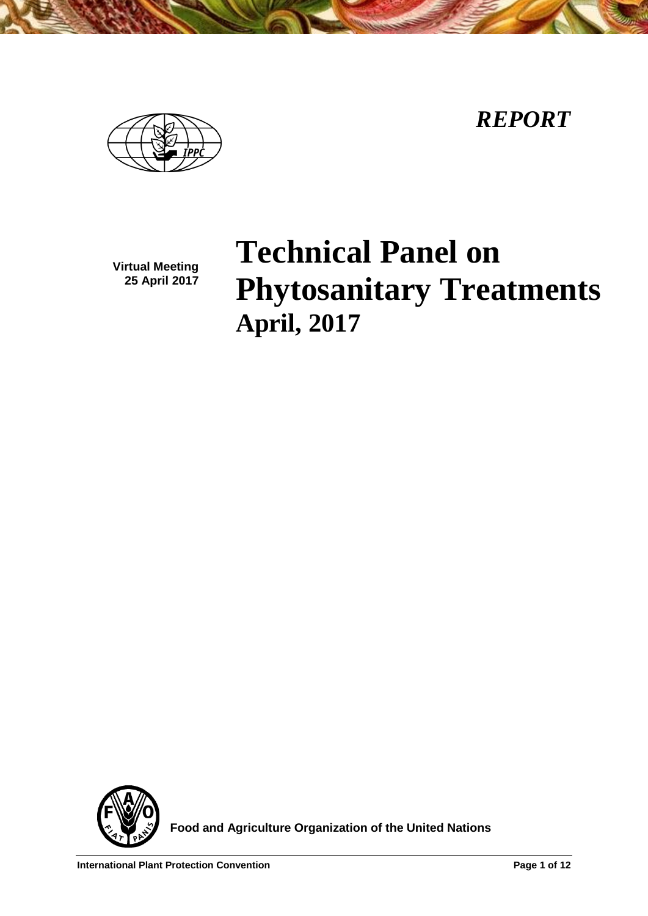*REPORT*

**Virtual Meeting**
**25 April 2017**

# Technical Panel on Phytosanitary Treatments

## April, 2017

**Food and Agriculture Organization of the United Nations**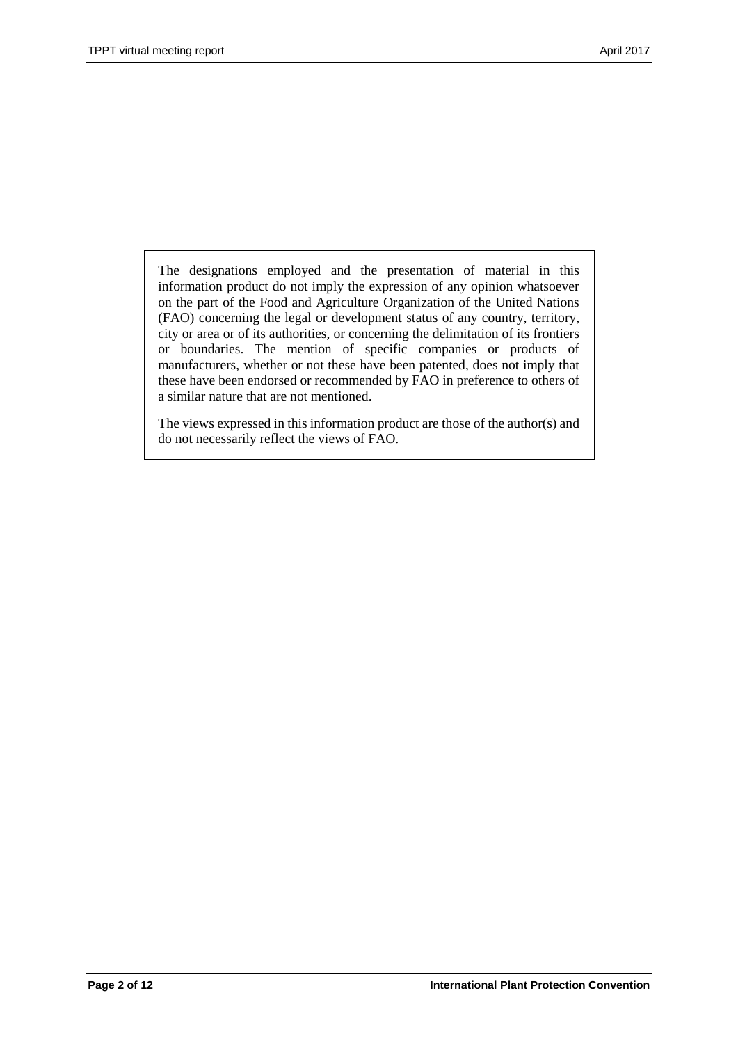The designations employed and the presentation of material in this information product do not imply the expression of any opinion whatsoever on the part of the Food and Agriculture Organization of the United Nations (FAO) concerning the legal or development status of any country, territory, city or area or of its authorities, or concerning the delimitation of its frontiers or boundaries. The mention of specific companies or products of manufacturers, whether or not these have been patented, does not imply that these have been endorsed or recommended by FAO in preference to others of a similar nature that are not mentioned.

The views expressed in this information product are those of the author(s) and do not necessarily reflect the views of FAO.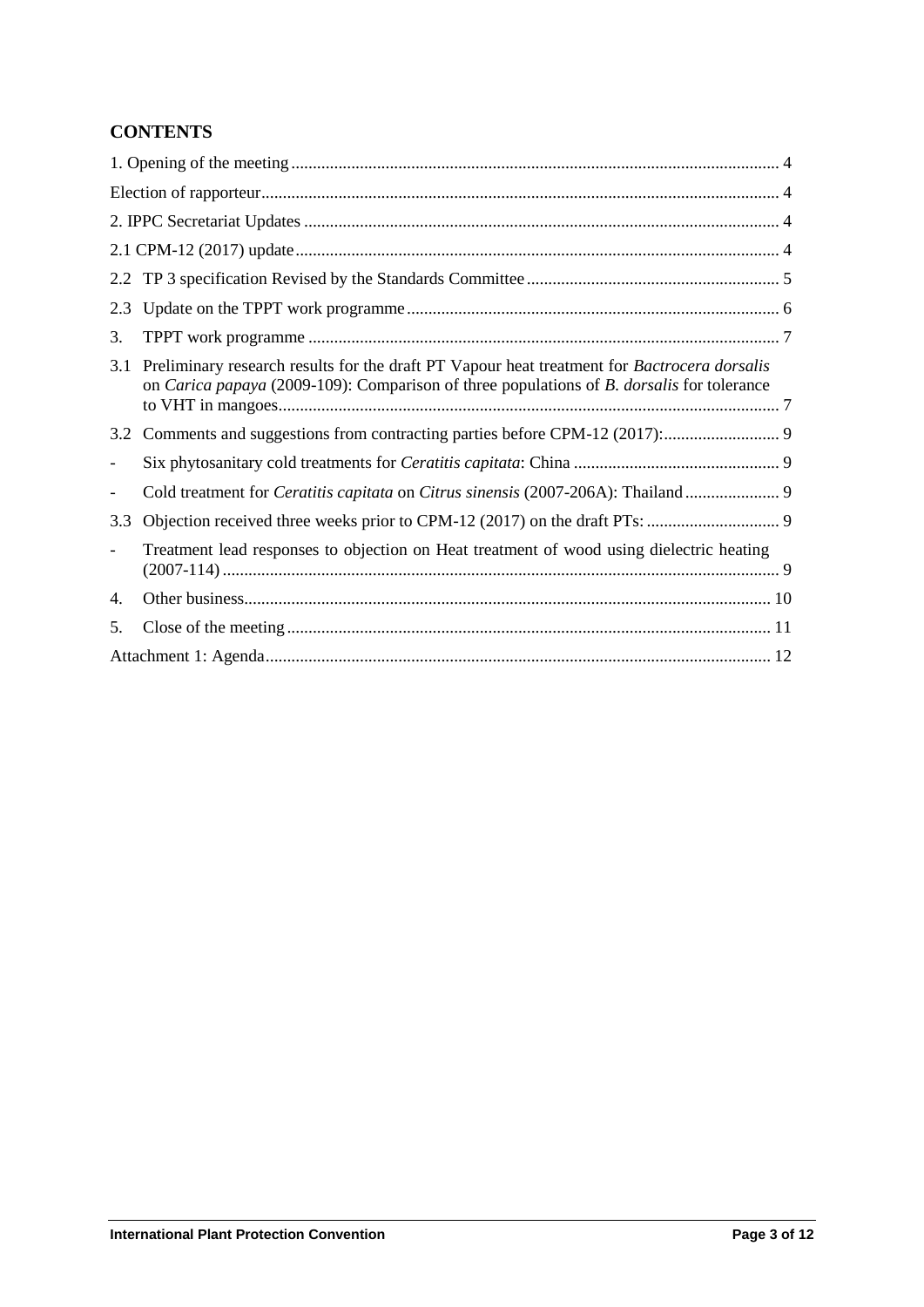## CONTENTS

| | |
|---|---|
| 1. Opening of the meeting | 4 |
| Election of rapporteur | 4 |
| 2. IPPC Secretariat Updates | 4 |
| 2.1 CPM-12 (2017) update | 4 |
| 2.2 TP 3 specification Revised by the Standards Committee | 5 |
| 2.3 Update on the TPPT work programme | 6 |
| 3. TPPT work programme | 7 |
| 3.1 Preliminary research results for the draft PT Vapour heat treatment for *Bactrocera dorsalis* on *Carica papaya* (2009-109): Comparison of three populations of *B. dorsalis* for tolerance to VHT in mangoes | 7 |
| 3.2 Comments and suggestions from contracting parties before CPM-12 (2017): | 9 |
| - Six phytosanitary cold treatments for *Ceratitis capitata*: China | 9 |
| - Cold treatment for *Ceratitis capitata* on *Citrus sinensis* (2007-206A): Thailand | 9 |
| 3.3 Objection received three weeks prior to CPM-12 (2017) on the draft PTs: | 9 |
| - Treatment lead responses to objection on Heat treatment of wood using dielectric heating (2007-114) | 9 |
| 4. Other business | 10 |
| 5. Close of the meeting | 11 |
| Attachment 1: Agenda | 12 |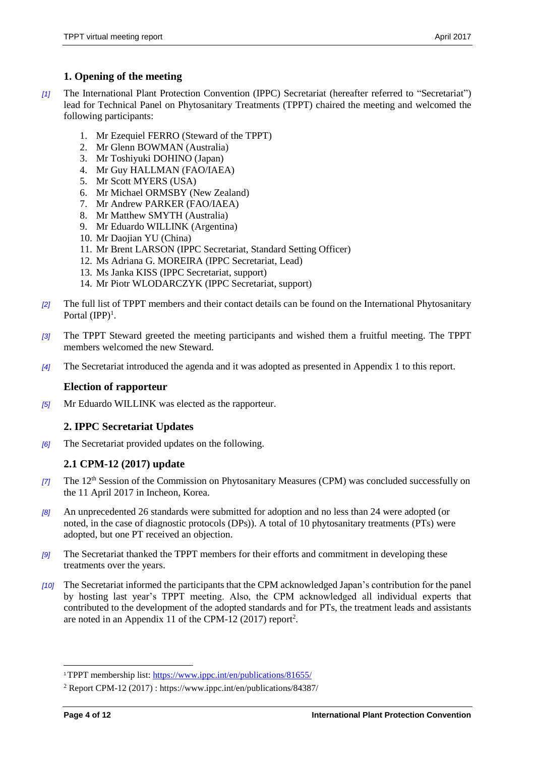## 1. Opening of the meeting

[1] The International Plant Protection Convention (IPPC) Secretariat (hereafter referred to "Secretariat") lead for Technical Panel on Phytosanitary Treatments (TPPT) chaired the meeting and welcomed the following participants:

1. Mr Ezequiel FERRO (Steward of the TPPT)
2. Mr Glenn BOWMAN (Australia)
3. Mr Toshiyuki DOHINO (Japan)
4. Mr Guy HALLMAN (FAO/IAEA)
5. Mr Scott MYERS (USA)
6. Mr Michael ORMSBY (New Zealand)
7. Mr Andrew PARKER (FAO/IAEA)
8. Mr Matthew SMYTH (Australia)
9. Mr Eduardo WILLINK (Argentina)
10. Mr Daojian YU (China)
11. Mr Brent LARSON (IPPC Secretariat, Standard Setting Officer)
12. Ms Adriana G. MOREIRA (IPPC Secretariat, Lead)
13. Ms Janka KISS (IPPC Secretariat, support)
14. Mr Piotr WLODARCZYK (IPPC Secretariat, support)

[2] The full list of TPPT members and their contact details can be found on the International Phytosanitary Portal (IPP)[1].

[3] The TPPT Steward greeted the meeting participants and wished them a fruitful meeting. The TPPT members welcomed the new Steward.

[4] The Secretariat introduced the agenda and it was adopted as presented in Appendix 1 to this report.

### Election of rapporteur

[5] Mr Eduardo WILLINK was elected as the rapporteur.

## 2. IPPC Secretariat Updates

[6] The Secretariat provided updates on the following.

### 2.1 CPM-12 (2017) update

[7] The 12th Session of the Commission on Phytosanitary Measures (CPM) was concluded successfully on the 11 April 2017 in Incheon, Korea.

[8] An unprecedented 26 standards were submitted for adoption and no less than 24 were adopted (or noted, in the case of diagnostic protocols (DPs)). A total of 10 phytosanitary treatments (PTs) were adopted, but one PT received an objection.

[9] The Secretariat thanked the TPPT members for their efforts and commitment in developing these treatments over the years.

[10] The Secretariat informed the participants that the CPM acknowledged Japan's contribution for the panel by hosting last year's TPPT meeting. Also, the CPM acknowledged all individual experts that contributed to the development of the adopted standards and for PTs, the treatment leads and assistants are noted in an Appendix 11 of the CPM-12 (2017) report[2].

---

[1] TPPT membership list: https://www.ippc.int/en/publications/81655/

[2] Report CPM-12 (2017) : https://www.ippc.int/en/publications/84387/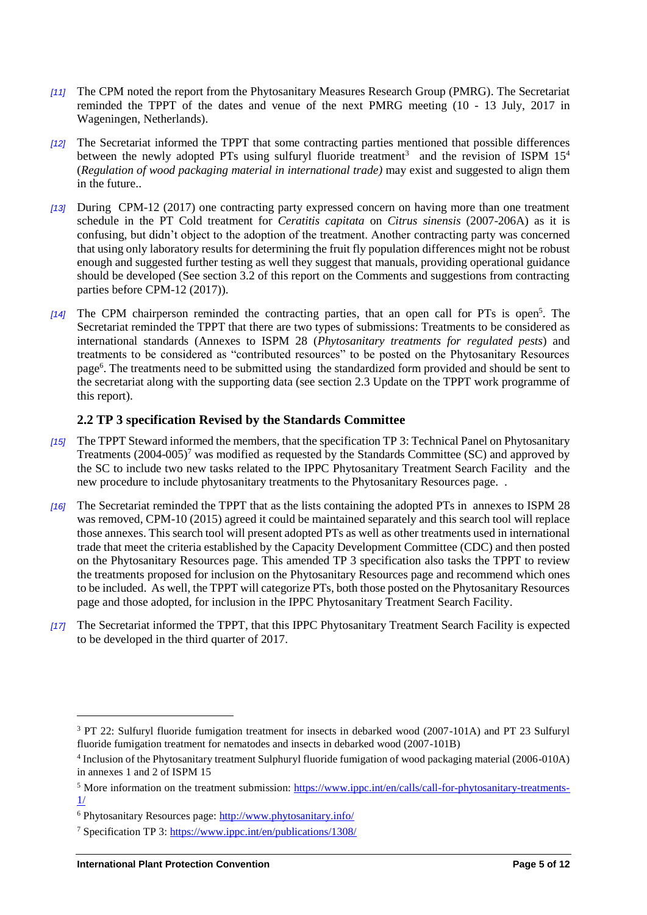[11] The CPM noted the report from the Phytosanitary Measures Research Group (PMRG). The Secretariat reminded the TPPT of the dates and venue of the next PMRG meeting (10 - 13 July, 2017 in Wageningen, Netherlands).

[12] The Secretariat informed the TPPT that some contracting parties mentioned that possible differences between the newly adopted PTs using sulfuryl fluoride treatment[3] and the revision of ISPM 15[4] (*Regulation of wood packaging material in international trade)* may exist and suggested to align them in the future..

[13] During CPM-12 (2017) one contracting party expressed concern on having more than one treatment schedule in the PT Cold treatment for *Ceratitis capitata* on *Citrus sinensis* (2007-206A) as it is confusing, but didn't object to the adoption of the treatment. Another contracting party was concerned that using only laboratory results for determining the fruit fly population differences might not be robust enough and suggested further testing as well they suggest that manuals, providing operational guidance should be developed (See section 3.2 of this report on the Comments and suggestions from contracting parties before CPM-12 (2017)).

[14] The CPM chairperson reminded the contracting parties, that an open call for PTs is open[5]. The Secretariat reminded the TPPT that there are two types of submissions: Treatments to be considered as international standards (Annexes to ISPM 28 (*Phytosanitary treatments for regulated pests*) and treatments to be considered as "contributed resources" to be posted on the Phytosanitary Resources page[6]. The treatments need to be submitted using the standardized form provided and should be sent to the secretariat along with the supporting data (see section 2.3 Update on the TPPT work programme of this report).

## 2.2 TP 3 specification Revised by the Standards Committee

[15] The TPPT Steward informed the members, that the specification TP 3: Technical Panel on Phytosanitary Treatments (2004-005)[7] was modified as requested by the Standards Committee (SC) and approved by the SC to include two new tasks related to the IPPC Phytosanitary Treatment Search Facility and the new procedure to include phytosanitary treatments to the Phytosanitary Resources page. .

[16] The Secretariat reminded the TPPT that as the lists containing the adopted PTs in annexes to ISPM 28 was removed, CPM-10 (2015) agreed it could be maintained separately and this search tool will replace those annexes. This search tool will present adopted PTs as well as other treatments used in international trade that meet the criteria established by the Capacity Development Committee (CDC) and then posted on the Phytosanitary Resources page. This amended TP 3 specification also tasks the TPPT to review the treatments proposed for inclusion on the Phytosanitary Resources page and recommend which ones to be included. As well, the TPPT will categorize PTs, both those posted on the Phytosanitary Resources page and those adopted, for inclusion in the IPPC Phytosanitary Treatment Search Facility.

[17] The Secretariat informed the TPPT, that this IPPC Phytosanitary Treatment Search Facility is expected to be developed in the third quarter of 2017.

---

[3] PT 22: Sulfuryl fluoride fumigation treatment for insects in debarked wood (2007-101A) and PT 23 Sulfuryl fluoride fumigation treatment for nematodes and insects in debarked wood (2007-101B)

[4] Inclusion of the Phytosanitary treatment Sulphuryl fluoride fumigation of wood packaging material (2006-010A) in annexes 1 and 2 of ISPM 15

[5] More information on the treatment submission: https://www.ippc.int/en/calls/call-for-phytosanitary-treatments-1/

[6] Phytosanitary Resources page: http://www.phytosanitary.info/

[7] Specification TP 3: https://www.ippc.int/en/publications/1308/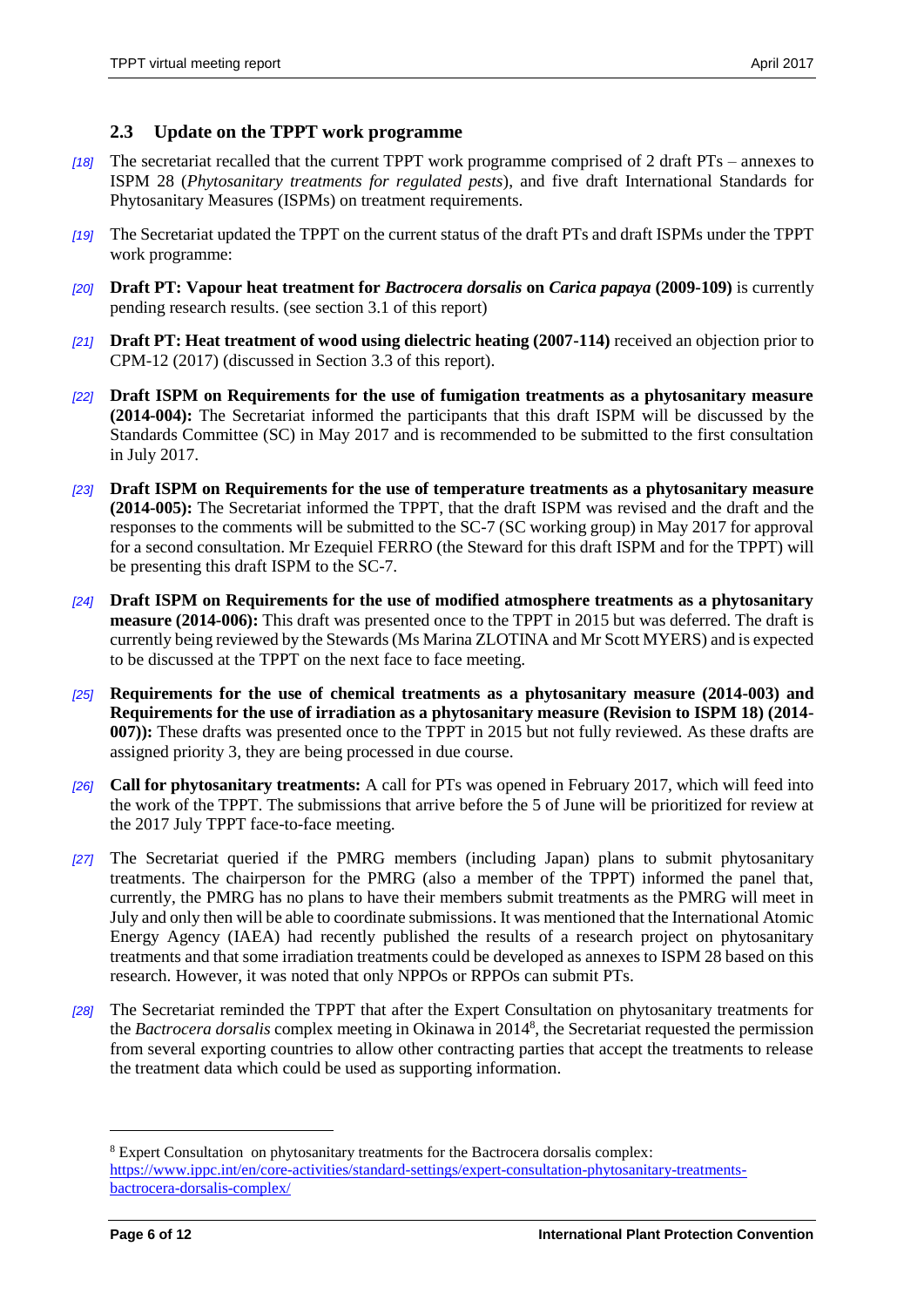### 2.3 Update on the TPPT work programme

*[18]* The secretariat recalled that the current TPPT work programme comprised of 2 draft PTs – annexes to ISPM 28 (*Phytosanitary treatments for regulated pests*), and five draft International Standards for Phytosanitary Measures (ISPMs) on treatment requirements.

*[19]* The Secretariat updated the TPPT on the current status of the draft PTs and draft ISPMs under the TPPT work programme:

*[20]* **Draft PT: Vapour heat treatment for *Bactrocera dorsalis* on *Carica papaya* (2009-109)** is currently pending research results. (see section 3.1 of this report)

*[21]* **Draft PT: Heat treatment of wood using dielectric heating (2007-114)** received an objection prior to CPM-12 (2017) (discussed in Section 3.3 of this report).

*[22]* **Draft ISPM on Requirements for the use of fumigation treatments as a phytosanitary measure (2014-004):** The Secretariat informed the participants that this draft ISPM will be discussed by the Standards Committee (SC) in May 2017 and is recommended to be submitted to the first consultation in July 2017.

*[23]* **Draft ISPM on Requirements for the use of temperature treatments as a phytosanitary measure (2014-005):** The Secretariat informed the TPPT, that the draft ISPM was revised and the draft and the responses to the comments will be submitted to the SC-7 (SC working group) in May 2017 for approval for a second consultation. Mr Ezequiel FERRO (the Steward for this draft ISPM and for the TPPT) will be presenting this draft ISPM to the SC-7.

*[24]* **Draft ISPM on Requirements for the use of modified atmosphere treatments as a phytosanitary measure (2014-006):** This draft was presented once to the TPPT in 2015 but was deferred. The draft is currently being reviewed by the Stewards (Ms Marina ZLOTINA and Mr Scott MYERS) and is expected to be discussed at the TPPT on the next face to face meeting.

*[25]* **Requirements for the use of chemical treatments as a phytosanitary measure (2014-003) and Requirements for the use of irradiation as a phytosanitary measure (Revision to ISPM 18) (2014-007)):** These drafts was presented once to the TPPT in 2015 but not fully reviewed. As these drafts are assigned priority 3, they are being processed in due course.

*[26]* **Call for phytosanitary treatments:** A call for PTs was opened in February 2017, which will feed into the work of the TPPT. The submissions that arrive before the 5 of June will be prioritized for review at the 2017 July TPPT face-to-face meeting.

*[27]* The Secretariat queried if the PMRG members (including Japan) plans to submit phytosanitary treatments. The chairperson for the PMRG (also a member of the TPPT) informed the panel that, currently, the PMRG has no plans to have their members submit treatments as the PMRG will meet in July and only then will be able to coordinate submissions. It was mentioned that the International Atomic Energy Agency (IAEA) had recently published the results of a research project on phytosanitary treatments and that some irradiation treatments could be developed as annexes to ISPM 28 based on this research. However, it was noted that only NPPOs or RPPOs can submit PTs.

*[28]* The Secretariat reminded the TPPT that after the Expert Consultation on phytosanitary treatments for the *Bactrocera dorsalis* complex meeting in Okinawa in 2014[8], the Secretariat requested the permission from several exporting countries to allow other contracting parties that accept the treatments to release the treatment data which could be used as supporting information.

---

[8] Expert Consultation on phytosanitary treatments for the Bactrocera dorsalis complex: https://www.ippc.int/en/core-activities/standard-settings/expert-consultation-phytosanitary-treatments-bactrocera-dorsalis-complex/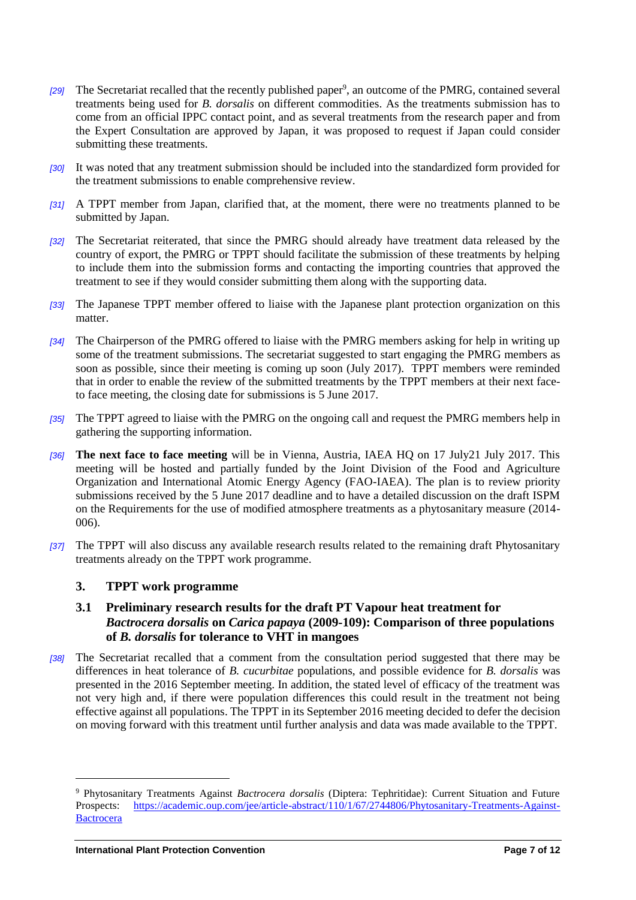*[29]* The Secretariat recalled that the recently published paper[9], an outcome of the PMRG, contained several treatments being used for *B. dorsalis* on different commodities. As the treatments submission has to come from an official IPPC contact point, and as several treatments from the research paper and from the Expert Consultation are approved by Japan, it was proposed to request if Japan could consider submitting these treatments.

*[30]* It was noted that any treatment submission should be included into the standardized form provided for the treatment submissions to enable comprehensive review.

*[31]* A TPPT member from Japan, clarified that, at the moment, there were no treatments planned to be submitted by Japan.

*[32]* The Secretariat reiterated, that since the PMRG should already have treatment data released by the country of export, the PMRG or TPPT should facilitate the submission of these treatments by helping to include them into the submission forms and contacting the importing countries that approved the treatment to see if they would consider submitting them along with the supporting data.

*[33]* The Japanese TPPT member offered to liaise with the Japanese plant protection organization on this matter.

*[34]* The Chairperson of the PMRG offered to liaise with the PMRG members asking for help in writing up some of the treatment submissions. The secretariat suggested to start engaging the PMRG members as soon as possible, since their meeting is coming up soon (July 2017). TPPT members were reminded that in order to enable the review of the submitted treatments by the TPPT members at their next face-to face meeting, the closing date for submissions is 5 June 2017.

*[35]* The TPPT agreed to liaise with the PMRG on the ongoing call and request the PMRG members help in gathering the supporting information.

*[36]* **The next face to face meeting** will be in Vienna, Austria, IAEA HQ on 17 July21 July 2017. This meeting will be hosted and partially funded by the Joint Division of the Food and Agriculture Organization and International Atomic Energy Agency (FAO-IAEA). The plan is to review priority submissions received by the 5 June 2017 deadline and to have a detailed discussion on the draft ISPM on the Requirements for the use of modified atmosphere treatments as a phytosanitary measure (2014-006).

*[37]* The TPPT will also discuss any available research results related to the remaining draft Phytosanitary treatments already on the TPPT work programme.

## 3. TPPT work programme

### 3.1 Preliminary research results for the draft PT Vapour heat treatment for *Bactrocera dorsalis* on *Carica papaya* (2009-109): Comparison of three populations of *B. dorsalis* for tolerance to VHT in mangoes

*[38]* The Secretariat recalled that a comment from the consultation period suggested that there may be differences in heat tolerance of *B. cucurbitae* populations, and possible evidence for *B. dorsalis* was presented in the 2016 September meeting. In addition, the stated level of efficacy of the treatment was not very high and, if there were population differences this could result in the treatment not being effective against all populations. The TPPT in its September 2016 meeting decided to defer the decision on moving forward with this treatment until further analysis and data was made available to the TPPT.

---

[9] Phytosanitary Treatments Against *Bactrocera dorsalis* (Diptera: Tephritidae): Current Situation and Future Prospects: https://academic.oup.com/jee/article-abstract/110/1/67/2744806/Phytosanitary-Treatments-Against-Bactrocera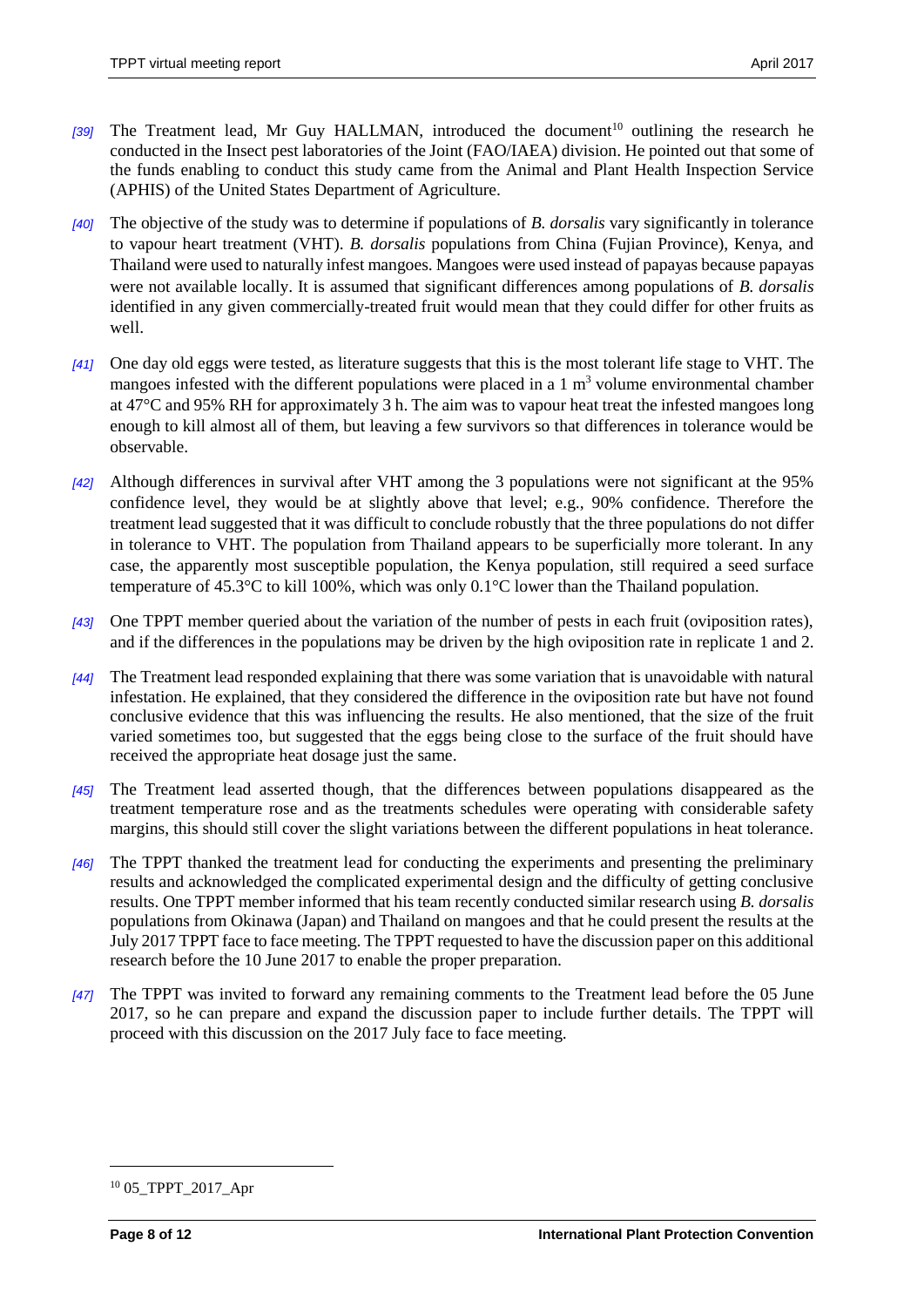[39] The Treatment lead, Mr Guy HALLMAN, introduced the document[10] outlining the research he conducted in the Insect pest laboratories of the Joint (FAO/IAEA) division. He pointed out that some of the funds enabling to conduct this study came from the Animal and Plant Health Inspection Service (APHIS) of the United States Department of Agriculture.

[40] The objective of the study was to determine if populations of *B. dorsalis* vary significantly in tolerance to vapour heart treatment (VHT). *B. dorsalis* populations from China (Fujian Province), Kenya, and Thailand were used to naturally infest mangoes. Mangoes were used instead of papayas because papayas were not available locally. It is assumed that significant differences among populations of *B. dorsalis* identified in any given commercially-treated fruit would mean that they could differ for other fruits as well.

[41] One day old eggs were tested, as literature suggests that this is the most tolerant life stage to VHT. The mangoes infested with the different populations were placed in a 1 $m^3$ volume environmental chamber at 47°C and 95% RH for approximately 3 h. The aim was to vapour heat treat the infested mangoes long enough to kill almost all of them, but leaving a few survivors so that differences in tolerance would be observable.

[42] Although differences in survival after VHT among the 3 populations were not significant at the 95% confidence level, they would be at slightly above that level; e.g., 90% confidence. Therefore the treatment lead suggested that it was difficult to conclude robustly that the three populations do not differ in tolerance to VHT. The population from Thailand appears to be superficially more tolerant. In any case, the apparently most susceptible population, the Kenya population, still required a seed surface temperature of 45.3°C to kill 100%, which was only 0.1°C lower than the Thailand population.

[43] One TPPT member queried about the variation of the number of pests in each fruit (oviposition rates), and if the differences in the populations may be driven by the high oviposition rate in replicate 1 and 2.

[44] The Treatment lead responded explaining that there was some variation that is unavoidable with natural infestation. He explained, that they considered the difference in the oviposition rate but have not found conclusive evidence that this was influencing the results. He also mentioned, that the size of the fruit varied sometimes too, but suggested that the eggs being close to the surface of the fruit should have received the appropriate heat dosage just the same.

[45] The Treatment lead asserted though, that the differences between populations disappeared as the treatment temperature rose and as the treatments schedules were operating with considerable safety margins, this should still cover the slight variations between the different populations in heat tolerance.

[46] The TPPT thanked the treatment lead for conducting the experiments and presenting the preliminary results and acknowledged the complicated experimental design and the difficulty of getting conclusive results. One TPPT member informed that his team recently conducted similar research using *B. dorsalis* populations from Okinawa (Japan) and Thailand on mangoes and that he could present the results at the July 2017 TPPT face to face meeting. The TPPT requested to have the discussion paper on this additional research before the 10 June 2017 to enable the proper preparation.

[47] The TPPT was invited to forward any remaining comments to the Treatment lead before the 05 June 2017, so he can prepare and expand the discussion paper to include further details. The TPPT will proceed with this discussion on the 2017 July face to face meeting.

---

[10] 05_TPPT_2017_Apr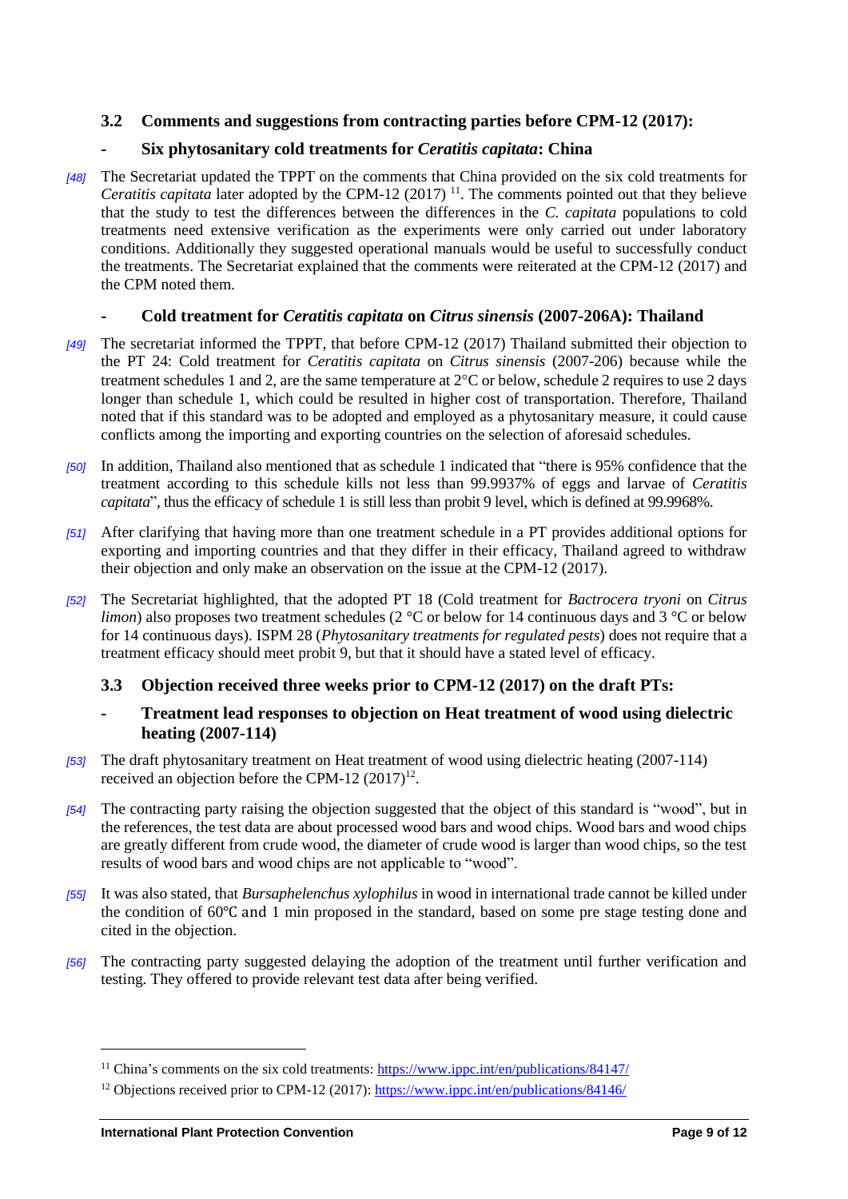## 3.2 Comments and suggestions from contracting parties before CPM-12 (2017):

### - Six phytosanitary cold treatments for *Ceratitis capitata*: China

*[48]* The Secretariat updated the TPPT on the comments that China provided on the six cold treatments for *Ceratitis capitata* later adopted by the CPM-12 (2017) [11]. The comments pointed out that they believe that the study to test the differences between the differences in the *C. capitata* populations to cold treatments need extensive verification as the experiments were only carried out under laboratory conditions. Additionally they suggested operational manuals would be useful to successfully conduct the treatments. The Secretariat explained that the comments were reiterated at the CPM-12 (2017) and the CPM noted them.

### - Cold treatment for *Ceratitis capitata* on *Citrus sinensis* (2007-206A): Thailand

*[49]* The secretariat informed the TPPT, that before CPM-12 (2017) Thailand submitted their objection to the PT 24: Cold treatment for *Ceratitis capitata* on *Citrus sinensis* (2007-206) because while the treatment schedules 1 and 2, are the same temperature at 2°C or below, schedule 2 requires to use 2 days longer than schedule 1, which could be resulted in higher cost of transportation. Therefore, Thailand noted that if this standard was to be adopted and employed as a phytosanitary measure, it could cause conflicts among the importing and exporting countries on the selection of aforesaid schedules.

*[50]* In addition, Thailand also mentioned that as schedule 1 indicated that "there is 95% confidence that the treatment according to this schedule kills not less than 99.9937% of eggs and larvae of *Ceratitis capitata*", thus the efficacy of schedule 1 is still less than probit 9 level, which is defined at 99.9968%.

*[51]* After clarifying that having more than one treatment schedule in a PT provides additional options for exporting and importing countries and that they differ in their efficacy, Thailand agreed to withdraw their objection and only make an observation on the issue at the CPM-12 (2017).

*[52]* The Secretariat highlighted, that the adopted PT 18 (Cold treatment for *Bactrocera tryoni* on *Citrus limon*) also proposes two treatment schedules (2 °C or below for 14 continuous days and 3 °C or below for 14 continuous days). ISPM 28 (*Phytosanitary treatments for regulated pests*) does not require that a treatment efficacy should meet probit 9, but that it should have a stated level of efficacy.

## 3.3 Objection received three weeks prior to CPM-12 (2017) on the draft PTs:

### - Treatment lead responses to objection on Heat treatment of wood using dielectric heating (2007-114)

*[53]* The draft phytosanitary treatment on Heat treatment of wood using dielectric heating (2007-114) received an objection before the CPM-12 (2017)[12].

*[54]* The contracting party raising the objection suggested that the object of this standard is "wood", but in the references, the test data are about processed wood bars and wood chips. Wood bars and wood chips are greatly different from crude wood, the diameter of crude wood is larger than wood chips, so the test results of wood bars and wood chips are not applicable to "wood".

*[55]* It was also stated, that *Bursaphelenchus xylophilus* in wood in international trade cannot be killed under the condition of 60℃ and 1 min proposed in the standard, based on some pre stage testing done and cited in the objection.

*[56]* The contracting party suggested delaying the adoption of the treatment until further verification and testing. They offered to provide relevant test data after being verified.

---

[11] China's comments on the six cold treatments: https://www.ippc.int/en/publications/84147/

[12] Objections received prior to CPM-12 (2017): https://www.ippc.int/en/publications/84146/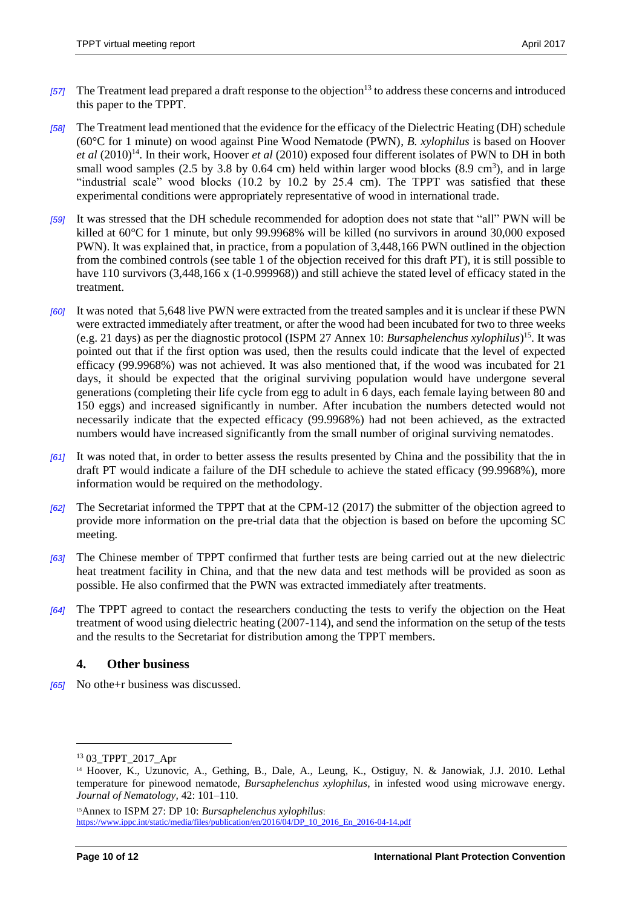*[57]* The Treatment lead prepared a draft response to the objection[13] to address these concerns and introduced this paper to the TPPT.

*[58]* The Treatment lead mentioned that the evidence for the efficacy of the Dielectric Heating (DH) schedule (60°C for 1 minute) on wood against Pine Wood Nematode (PWN), *B. xylophilus* is based on Hoover *et al* (2010)[14]. In their work, Hoover *et al* (2010) exposed four different isolates of PWN to DH in both small wood samples (2.5 by 3.8 by 0.64 cm) held within larger wood blocks (8.9 cm$^3$), and in large "industrial scale" wood blocks (10.2 by 10.2 by 25.4 cm). The TPPT was satisfied that these experimental conditions were appropriately representative of wood in international trade.

*[59]* It was stressed that the DH schedule recommended for adoption does not state that "all" PWN will be killed at 60°C for 1 minute, but only 99.9968% will be killed (no survivors in around 30,000 exposed PWN). It was explained that, in practice, from a population of 3,448,166 PWN outlined in the objection from the combined controls (see table 1 of the objection received for this draft PT), it is still possible to have 110 survivors (3,448,166 x (1-0.999968)) and still achieve the stated level of efficacy stated in the treatment.

*[60]* It was noted that 5,648 live PWN were extracted from the treated samples and it is unclear if these PWN were extracted immediately after treatment, or after the wood had been incubated for two to three weeks (e.g. 21 days) as per the diagnostic protocol (ISPM 27 Annex 10: *Bursaphelenchus xylophilus*)[15]. It was pointed out that if the first option was used, then the results could indicate that the level of expected efficacy (99.9968%) was not achieved. It was also mentioned that, if the wood was incubated for 21 days, it should be expected that the original surviving population would have undergone several generations (completing their life cycle from egg to adult in 6 days, each female laying between 80 and 150 eggs) and increased significantly in number. After incubation the numbers detected would not necessarily indicate that the expected efficacy (99.9968%) had not been achieved, as the extracted numbers would have increased significantly from the small number of original surviving nematodes.

*[61]* It was noted that, in order to better assess the results presented by China and the possibility that the in draft PT would indicate a failure of the DH schedule to achieve the stated efficacy (99.9968%), more information would be required on the methodology.

*[62]* The Secretariat informed the TPPT that at the CPM-12 (2017) the submitter of the objection agreed to provide more information on the pre-trial data that the objection is based on before the upcoming SC meeting.

*[63]* The Chinese member of TPPT confirmed that further tests are being carried out at the new dielectric heat treatment facility in China, and that the new data and test methods will be provided as soon as possible. He also confirmed that the PWN was extracted immediately after treatments.

*[64]* The TPPT agreed to contact the researchers conducting the tests to verify the objection on the Heat treatment of wood using dielectric heating (2007-114), and send the information on the setup of the tests and the results to the Secretariat for distribution among the TPPT members.

## 4. Other business

*[65]* No othe+r business was discussed.

---

[13] 03_TPPT_2017_Apr

[14] Hoover, K., Uzunovic, A., Gething, B., Dale, A., Leung, K., Ostiguy, N. & Janowiak, J.J. 2010. Lethal temperature for pinewood nematode, *Bursaphelenchus xylophilus*, in infested wood using microwave energy. *Journal of Nematology*, 42: 101–110.

[15] Annex to ISPM 27: DP 10: *Bursaphelenchus xylophilus*: https://www.ippc.int/static/media/files/publication/en/2016/04/DP_10_2016_En_2016-04-14.pdf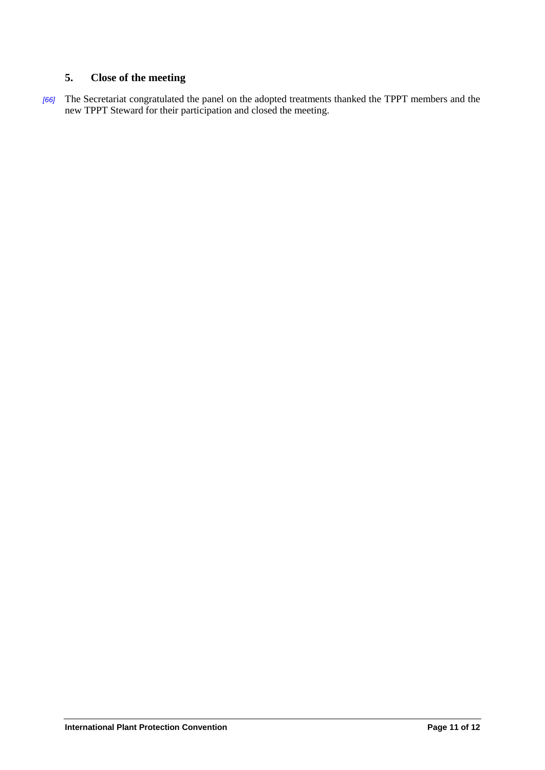## 5. Close of the meeting

[66] The Secretariat congratulated the panel on the adopted treatments thanked the TPPT members and the new TPPT Steward for their participation and closed the meeting.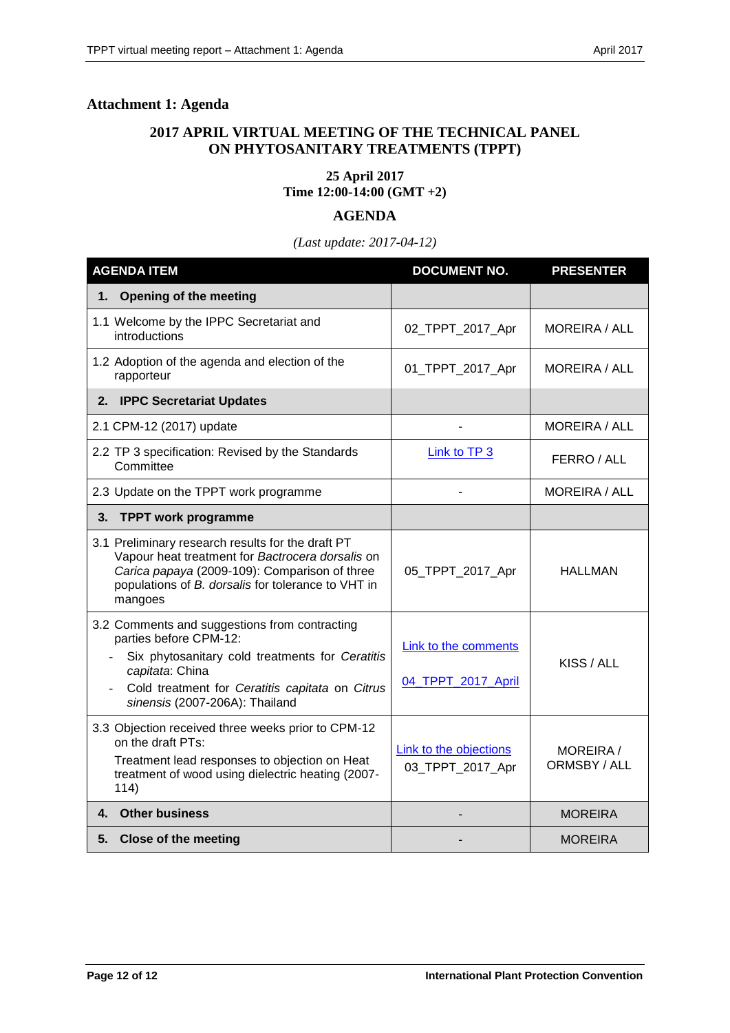## Attachment 1: Agenda

### 2017 APRIL VIRTUAL MEETING OF THE TECHNICAL PANEL ON PHYTOSANITARY TREATMENTS (TPPT)

**25 April 2017**
**Time 12:00-14:00 (GMT +2)**

### AGENDA

*(Last update: 2017-04-12)*

| AGENDA ITEM | DOCUMENT NO. | PRESENTER |
|---|---|---|
| **1. Opening of the meeting** | | |
| 1.1 Welcome by the IPPC Secretariat and introductions | 02_TPPT_2017_Apr | MOREIRA / ALL |
| 1.2 Adoption of the agenda and election of the rapporteur | 01_TPPT_2017_Apr | MOREIRA / ALL |
| **2. IPPC Secretariat Updates** | | |
| 2.1 CPM-12 (2017) update | - | MOREIRA / ALL |
| 2.2 TP 3 specification: Revised by the Standards Committee | Link to TP 3 | FERRO / ALL |
| 2.3 Update on the TPPT work programme | - | MOREIRA / ALL |
| **3. TPPT work programme** | | |
| 3.1 Preliminary research results for the draft PT Vapour heat treatment for *Bactrocera dorsalis* on *Carica papaya* (2009-109): Comparison of three populations of *B. dorsalis* for tolerance to VHT in mangoes | 05_TPPT_2017_Apr | HALLMAN |
| 3.2 Comments and suggestions from contracting parties before CPM-12: <br> - Six phytosanitary cold treatments for *Ceratitis capitata*: China <br> - Cold treatment for *Ceratitis capitata* on *Citrus sinensis* (2007-206A): Thailand | Link to the comments <br> 04_TPPT_2017_April | KISS / ALL |
| 3.3 Objection received three weeks prior to CPM-12 on the draft PTs: <br> Treatment lead responses to objection on Heat treatment of wood using dielectric heating (2007-114) | Link to the objections <br> 03_TPPT_2017_Apr | MOREIRA / ORMSBY / ALL |
| **4. Other business** | - | MOREIRA |
| **5. Close of the meeting** | - | MOREIRA |